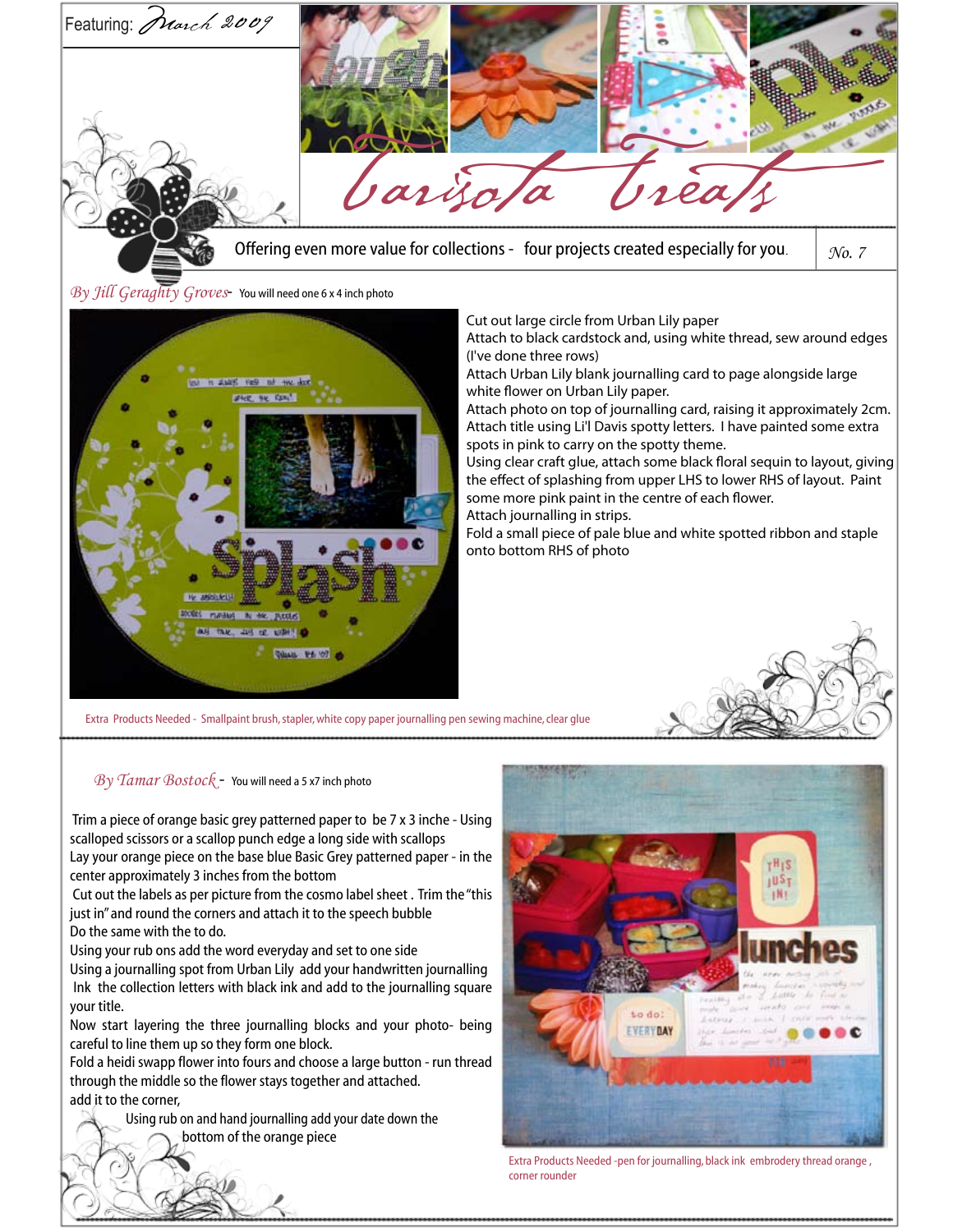Featuring: March 2009

# basisofa treats

Offering even more value for collections - four projects created especially for you. No. 7

## By Jill Geraghty Groves - You will need one 6 x 4 inch photo

Cut out large circle from Urban Lily paper
Attach to black cardstock and, using white thread, sew around edges (I've done three rows)
Attach Urban Lily blank journalling card to page alongside large white flower on Urban Lily paper.
Attach photo on top of journalling card, raising it approximately 2cm.
Attach title using Li'l Davis spotty letters. I have painted some extra spots in pink to carry on the spotty theme.
Using clear craft glue, attach some black floral sequin to layout, giving the effect of splashing from upper LHS to lower RHS of layout. Paint some more pink paint in the centre of each flower.
Attach journalling in strips.
Fold a small piece of pale blue and white spotted ribbon and staple onto bottom RHS of photo

Extra Products Needed - Smallpaint brush, stapler, white copy paper journalling pen sewing machine, clear glue

## By Tamar Bostock - You will need a 5 x7 inch photo

Trim a piece of orange basic grey patterned paper to be 7 x 3 inche - Using scalloped scissors or a scallop punch edge a long side with scallops
Lay your orange piece on the base blue Basic Grey patterned paper - in the center approximately 3 inches from the bottom
Cut out the labels as per picture from the cosmo label sheet . Trim the "this just in" and round the corners and attach it to the speech bubble
Do the same with the to do.
Using your rub ons add the word everyday and set to one side
Using a journalling spot from Urban Lily add your handwritten journalling
Ink the collection letters with black ink and add to the journalling square your title.
Now start layering the three journalling blocks and your photo- being careful to line them up so they form one block.
Fold a heidi swapp flower into fours and choose a large button - run thread through the middle so the flower stays together and attached.
add it to the corner,
Using rub on and hand journalling add your date down the bottom of the orange piece

Extra Products Needed -pen for journalling, black ink embrodery thread orange , corner rounder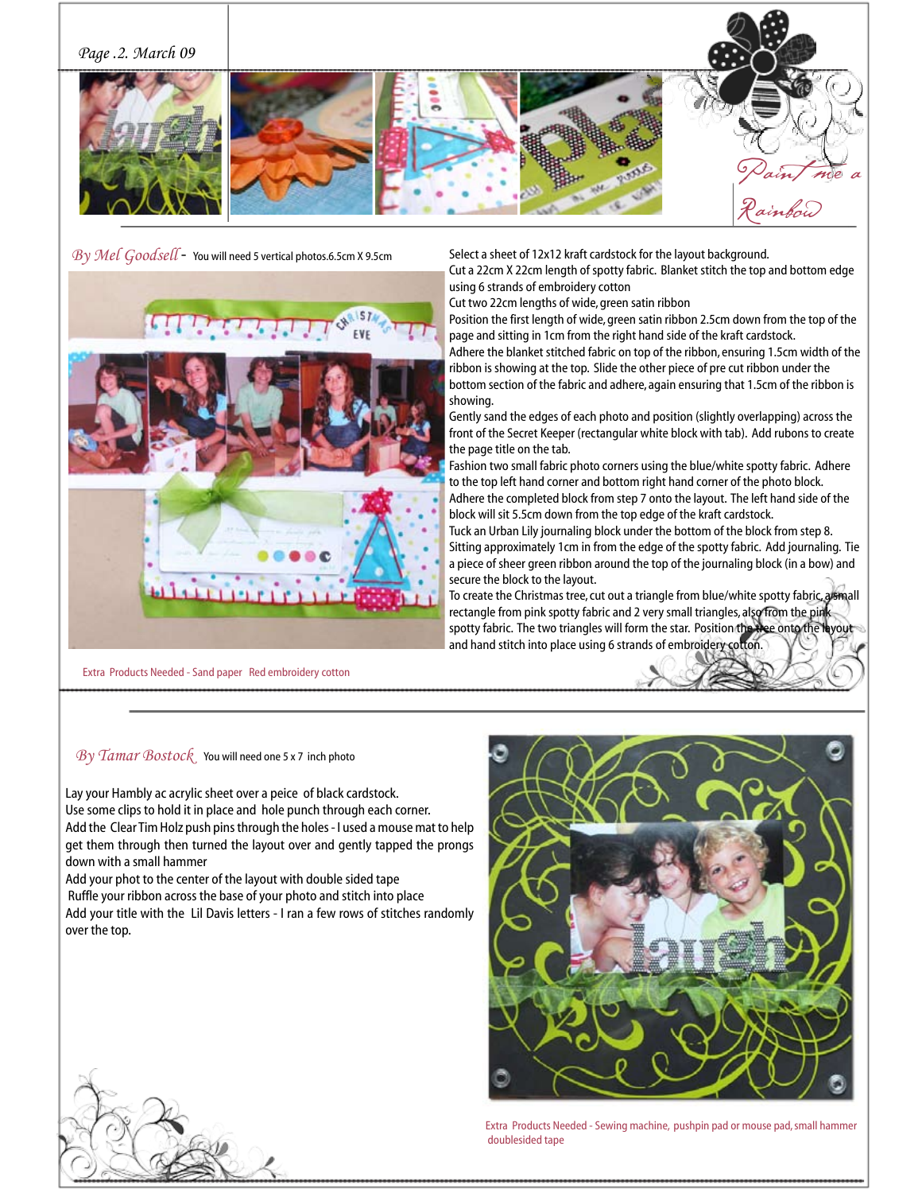Paint me a Rainbow

*By Mel Goodsell* - You will need 5 vertical photos.6.5cm X 9.5cm

Select a sheet of 12x12 kraft cardstock for the layout background.
Cut a 22cm X 22cm length of spotty fabric. Blanket stitch the top and bottom edge using 6 strands of embroidery cotton
Cut two 22cm lengths of wide, green satin ribbon
Position the first length of wide, green satin ribbon 2.5cm down from the top of the page and sitting in 1cm from the right hand side of the kraft cardstock.
Adhere the blanket stitched fabric on top of the ribbon, ensuring 1.5cm width of the ribbon is showing at the top. Slide the other piece of pre cut ribbon under the bottom section of the fabric and adhere, again ensuring that 1.5cm of the ribbon is showing.
Gently sand the edges of each photo and position (slightly overlapping) across the front of the Secret Keeper (rectangular white block with tab). Add rubons to create the page title on the tab.
Fashion two small fabric photo corners using the blue/white spotty fabric. Adhere to the top left hand corner and bottom right hand corner of the photo block.
Adhere the completed block from step 7 onto the layout. The left hand side of the block will sit 5.5cm down from the top edge of the kraft cardstock.
Tuck an Urban Lily journaling block under the bottom of the block from step 8. Sitting approximately 1cm in from the edge of the spotty fabric. Add journaling. Tie a piece of sheer green ribbon around the top of the journaling block (in a bow) and secure the block to the layout.
To create the Christmas tree, cut out a triangle from blue/white spotty fabric, a small rectangle from pink spotty fabric and 2 very small triangles, also from the pink spotty fabric. The two triangles will form the star. Position the tree onto the layout and hand stitch into place using 6 strands of embroidery cotton.

Extra Products Needed - Sand paper Red embroidery cotton

*By Tamar Bostock* You will need one 5 x 7 inch photo

Lay your Hambly ac acrylic sheet over a peice of black cardstock.
Use some clips to hold it in place and hole punch through each corner.
Add the Clear Tim Holz push pins through the holes - I used a mouse mat to help get them through then turned the layout over and gently tapped the prongs down with a small hammer
Add your phot to the center of the layout with double sided tape
Ruffle your ribbon across the base of your photo and stitch into place
Add your title with the Lil Davis letters - I ran a few rows of stitches randomly over the top.

Extra Products Needed - Sewing machine, pushpin pad or mouse pad, small hammer doublesided tape